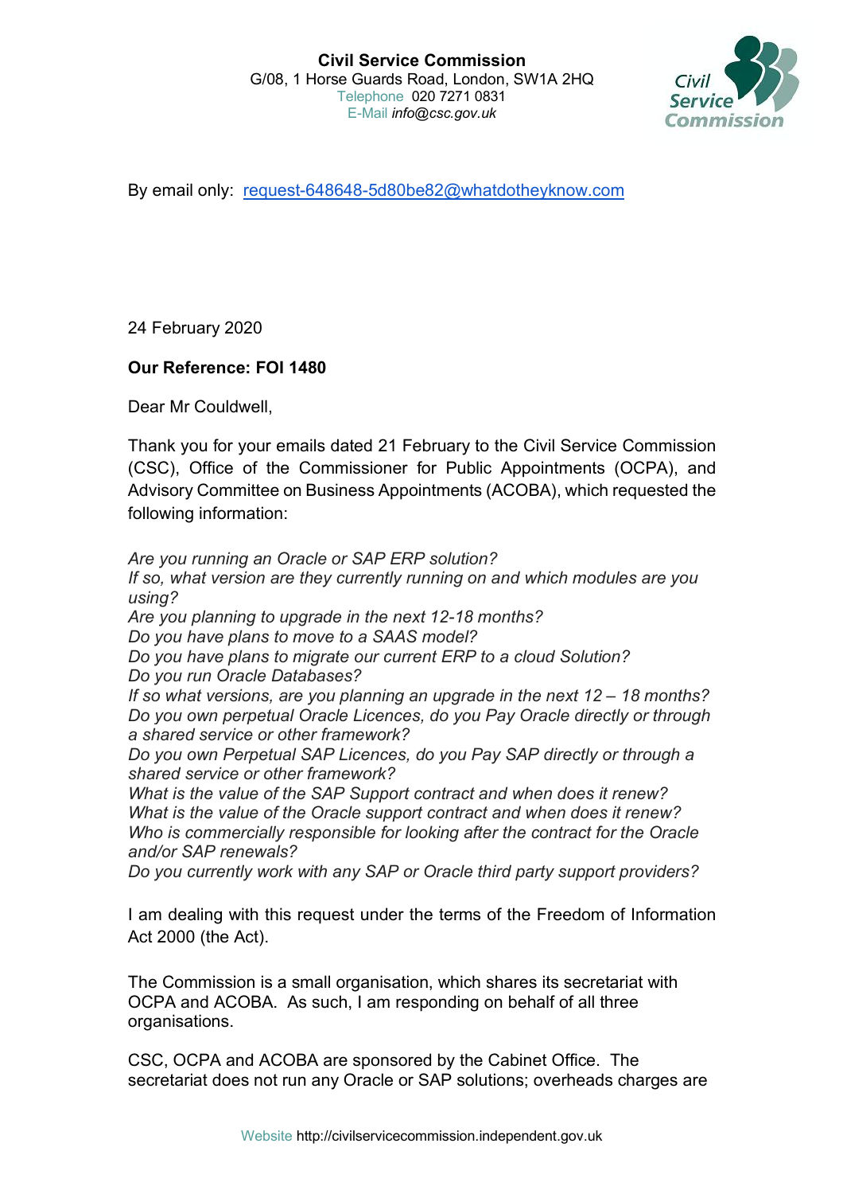**Civil Service Commission**
G/08, 1 Horse Guards Road, London, SW1A 2HQ
Telephone 020 7271 0831
E-Mail *info@csc.gov.uk*

By email only: request-648648-5d80be82@whatdotheyknow.com

24 February 2020

**Our Reference: FOI 1480**

Dear Mr Couldwell,

Thank you for your emails dated 21 February to the Civil Service Commission (CSC), Office of the Commissioner for Public Appointments (OCPA), and Advisory Committee on Business Appointments (ACOBA), which requested the following information:

*Are you running an Oracle or SAP ERP solution?*
*If so, what version are they currently running on and which modules are you using?*
*Are you planning to upgrade in the next 12-18 months?*
*Do you have plans to move to a SAAS model?*
*Do you have plans to migrate our current ERP to a cloud Solution?*
*Do you run Oracle Databases?*
*If so what versions, are you planning an upgrade in the next 12 – 18 months?*
*Do you own perpetual Oracle Licences, do you Pay Oracle directly or through a shared service or other framework?*
*Do you own Perpetual SAP Licences, do you Pay SAP directly or through a shared service or other framework?*
*What is the value of the SAP Support contract and when does it renew?*
*What is the value of the Oracle support contract and when does it renew?*
*Who is commercially responsible for looking after the contract for the Oracle and/or SAP renewals?*
*Do you currently work with any SAP or Oracle third party support providers?*

I am dealing with this request under the terms of the Freedom of Information Act 2000 (the Act).

The Commission is a small organisation, which shares its secretariat with OCPA and ACOBA. As such, I am responding on behalf of all three organisations.

CSC, OCPA and ACOBA are sponsored by the Cabinet Office. The secretariat does not run any Oracle or SAP solutions; overheads charges are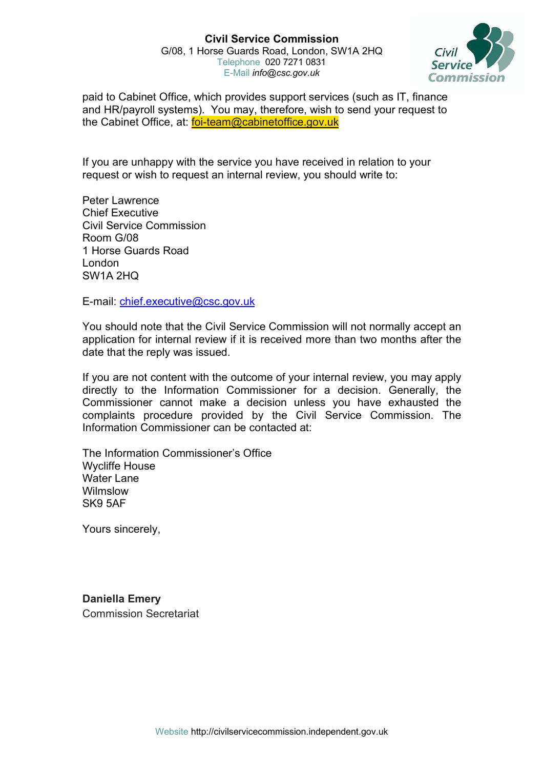paid to Cabinet Office, which provides support services (such as IT, finance and HR/payroll systems). You may, therefore, wish to send your request to the Cabinet Office, at: foi-team@cabinetoffice.gov.uk

If you are unhappy with the service you have received in relation to your request or wish to request an internal review, you should write to:

Peter Lawrence
Chief Executive
Civil Service Commission
Room G/08
1 Horse Guards Road
London
SW1A 2HQ

E-mail: chief.executive@csc.gov.uk

You should note that the Civil Service Commission will not normally accept an application for internal review if it is received more than two months after the date that the reply was issued.

If you are not content with the outcome of your internal review, you may apply directly to the Information Commissioner for a decision. Generally, the Commissioner cannot make a decision unless you have exhausted the complaints procedure provided by the Civil Service Commission. The Information Commissioner can be contacted at:

The Information Commissioner's Office
Wycliffe House
Water Lane
Wilmslow
SK9 5AF

Yours sincerely,

**Daniella Emery**
Commission Secretariat